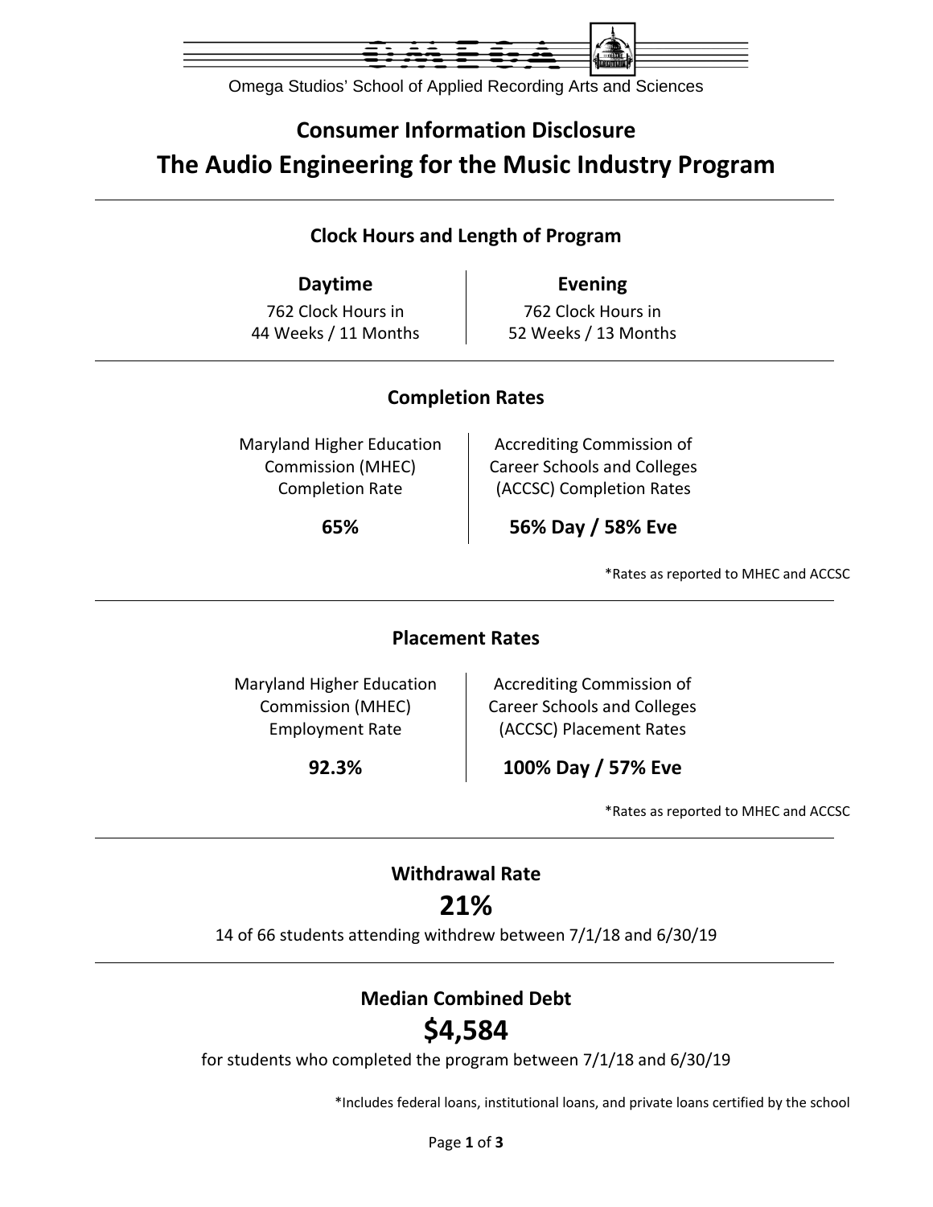Omega Studios' School of Applied Recording Arts and Sciences

# Consumer Information Disclosure

# The Audio Engineering for the Music Industry Program

## Clock Hours and Length of Program

| Daytime | Evening |
|---|---|
| 762 Clock Hours in 44 Weeks / 11 Months | 762 Clock Hours in 52 Weeks / 13 Months |

## Completion Rates

| Maryland Higher Education Commission (MHEC) Completion Rate | Accrediting Commission of Career Schools and Colleges (ACCSC) Completion Rates |
|---|---|
| **65%** | **56% Day / 58% Eve** |

*Rates as reported to MHEC and ACCSC

## Placement Rates

| Maryland Higher Education Commission (MHEC) Employment Rate | Accrediting Commission of Career Schools and Colleges (ACCSC) Placement Rates |
|---|---|
| **92.3%** | **100% Day / 57% Eve** |

*Rates as reported to MHEC and ACCSC

## Withdrawal Rate

**21%**

14 of 66 students attending withdrew between 7/1/18 and 6/30/19

## Median Combined Debt

**$4,584**

for students who completed the program between 7/1/18 and 6/30/19

*Includes federal loans, institutional loans, and private loans certified by the school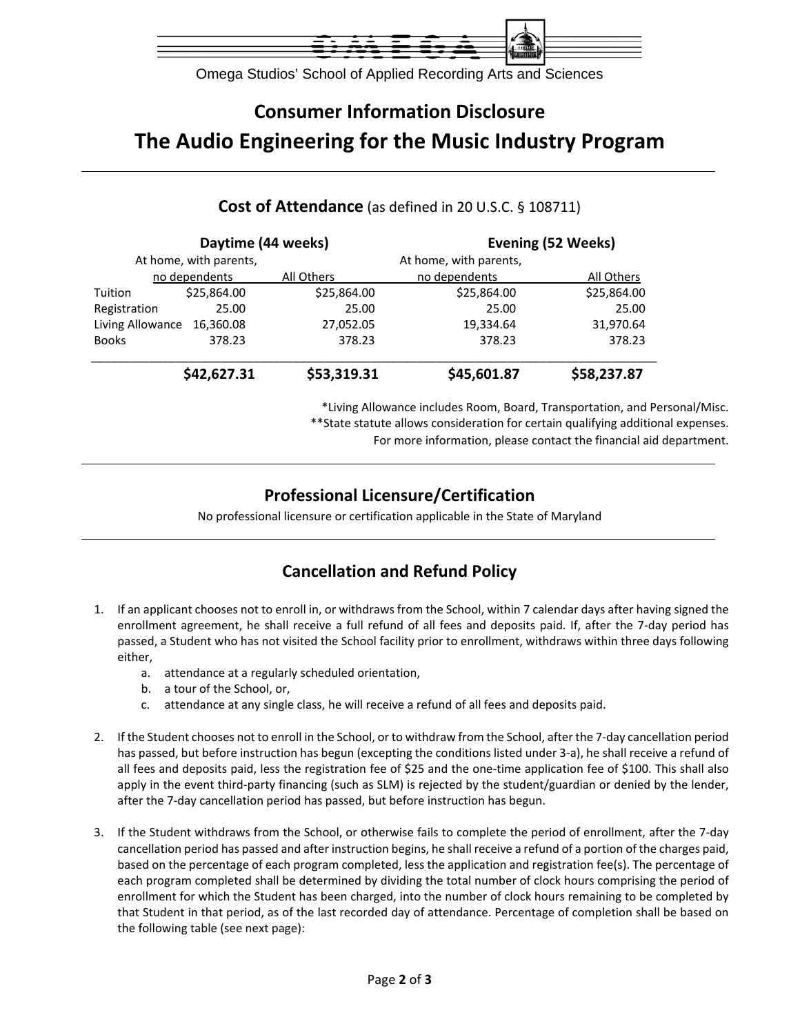Omega Studios' School of Applied Recording Arts and Sciences

# Consumer Information Disclosure

# The Audio Engineering for the Music Industry Program

## Cost of Attendance (as defined in 20 U.S.C. § 108711)

| | Daytime (44 weeks) | | Evening (52 Weeks) | |
|---|---|---|---|---|
| | At home, with parents, no dependents | All Others | At home, with parents, no dependents | All Others |
| Tuition | $25,864.00 | $25,864.00 | $25,864.00 | $25,864.00 |
| Registration | 25.00 | 25.00 | 25.00 | 25.00 |
| Living Allowance | 16,360.08 | 27,052.05 | 19,334.64 | 31,970.64 |
| Books | 378.23 | 378.23 | 378.23 | 378.23 |
| | **$42,627.31** | **$53,319.31** | **$45,601.87** | **$58,237.87** |

*Living Allowance includes Room, Board, Transportation, and Personal/Misc.
**State statute allows consideration for certain qualifying additional expenses.
For more information, please contact the financial aid department.

## Professional Licensure/Certification

No professional licensure or certification applicable in the State of Maryland

## Cancellation and Refund Policy

1. If an applicant chooses not to enroll in, or withdraws from the School, within 7 calendar days after having signed the enrollment agreement, he shall receive a full refund of all fees and deposits paid. If, after the 7-day period has passed, a Student who has not visited the School facility prior to enrollment, withdraws within three days following either,
   a. attendance at a regularly scheduled orientation,
   b. a tour of the School, or,
   c. attendance at any single class, he will receive a refund of all fees and deposits paid.

2. If the Student chooses not to enroll in the School, or to withdraw from the School, after the 7-day cancellation period has passed, but before instruction has begun (excepting the conditions listed under 3-a), he shall receive a refund of all fees and deposits paid, less the registration fee of $25 and the one-time application fee of $100. This shall also apply in the event third-party financing (such as SLM) is rejected by the student/guardian or denied by the lender, after the 7-day cancellation period has passed, but before instruction has begun.

3. If the Student withdraws from the School, or otherwise fails to complete the period of enrollment, after the 7-day cancellation period has passed and after instruction begins, he shall receive a refund of a portion of the charges paid, based on the percentage of each program completed, less the application and registration fee(s). The percentage of each program completed shall be determined by dividing the total number of clock hours comprising the period of enrollment for which the Student has been charged, into the number of clock hours remaining to be completed by that Student in that period, as of the last recorded day of attendance. Percentage of completion shall be based on the following table (see next page):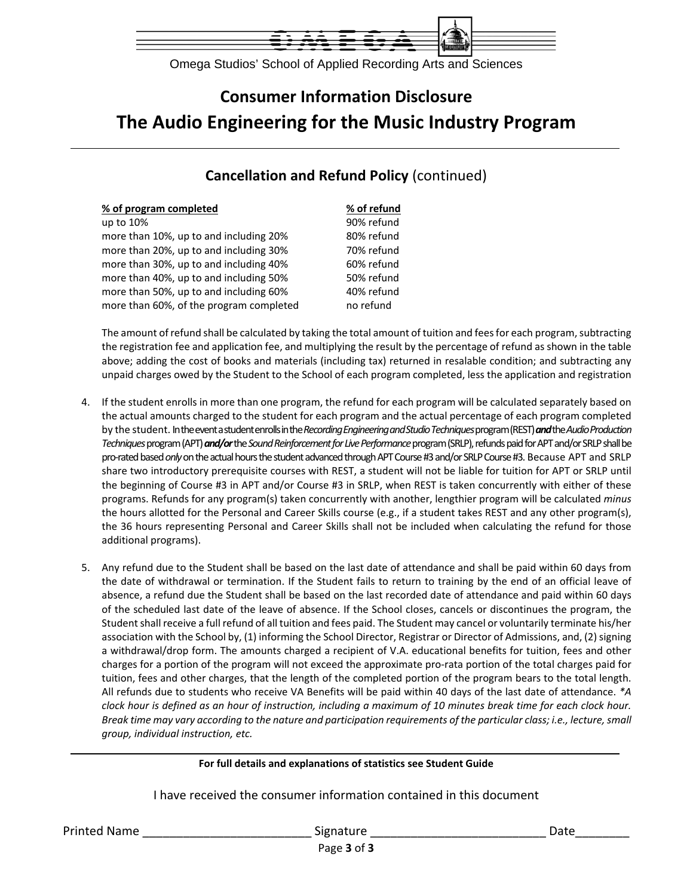Omega Studios' School of Applied Recording Arts and Sciences

# Consumer Information Disclosure

# The Audio Engineering for the Music Industry Program

## Cancellation and Refund Policy (continued)

| % of program completed | % of refund |
|---|---|
| up to 10% | 90% refund |
| more than 10%, up to and including 20% | 80% refund |
| more than 20%, up to and including 30% | 70% refund |
| more than 30%, up to and including 40% | 60% refund |
| more than 40%, up to and including 50% | 50% refund |
| more than 50%, up to and including 60% | 40% refund |
| more than 60%, of the program completed | no refund |

The amount of refund shall be calculated by taking the total amount of tuition and fees for each program, subtracting the registration fee and application fee, and multiplying the result by the percentage of refund as shown in the table above; adding the cost of books and materials (including tax) returned in resalable condition; and subtracting any unpaid charges owed by the Student to the School of each program completed, less the application and registration

4. If the student enrolls in more than one program, the refund for each program will be calculated separately based on the actual amounts charged to the student for each program and the actual percentage of each program completed by the student. In the event a student enrolls in the *Recording Engineering and Studio Techniques* program (REST) ***and*** the *Audio Production Techniques* program (APT) ***and/or*** the *Sound Reinforcement for Live Performance* program (SRLP), refunds paid for APT and/or SRLP shall be pro-rated based *only* on the actual hours the student advanced through APT Course #3 and/or SRLP Course #3. Because APT and SRLP share two introductory prerequisite courses with REST, a student will not be liable for tuition for APT or SRLP until the beginning of Course #3 in APT and/or Course #3 in SRLP, when REST is taken concurrently with either of these programs. Refunds for any program(s) taken concurrently with another, lengthier program will be calculated *minus* the hours allotted for the Personal and Career Skills course (e.g., if a student takes REST and any other program(s), the 36 hours representing Personal and Career Skills shall not be included when calculating the refund for those additional programs).

5. Any refund due to the Student shall be based on the last date of attendance and shall be paid within 60 days from the date of withdrawal or termination. If the Student fails to return to training by the end of an official leave of absence, a refund due the Student shall be based on the last recorded date of attendance and paid within 60 days of the scheduled last date of the leave of absence. If the School closes, cancels or discontinues the program, the Student shall receive a full refund of all tuition and fees paid. The Student may cancel or voluntarily terminate his/her association with the School by, (1) informing the School Director, Registrar or Director of Admissions, and, (2) signing a withdrawal/drop form. The amounts charged a recipient of V.A. educational benefits for tuition, fees and other charges for a portion of the program will not exceed the approximate pro-rata portion of the total charges paid for tuition, fees and other charges, that the length of the completed portion of the program bears to the total length. All refunds due to students who receive VA Benefits will be paid within 40 days of the last date of attendance. *\*A clock hour is defined as an hour of instruction, including a maximum of 10 minutes break time for each clock hour. Break time may vary according to the nature and participation requirements of the particular class; i.e., lecture, small group, individual instruction, etc.*

**For full details and explanations of statistics see Student Guide**

I have received the consumer information contained in this document

Printed Name ________________________ Signature ________________________ Date________